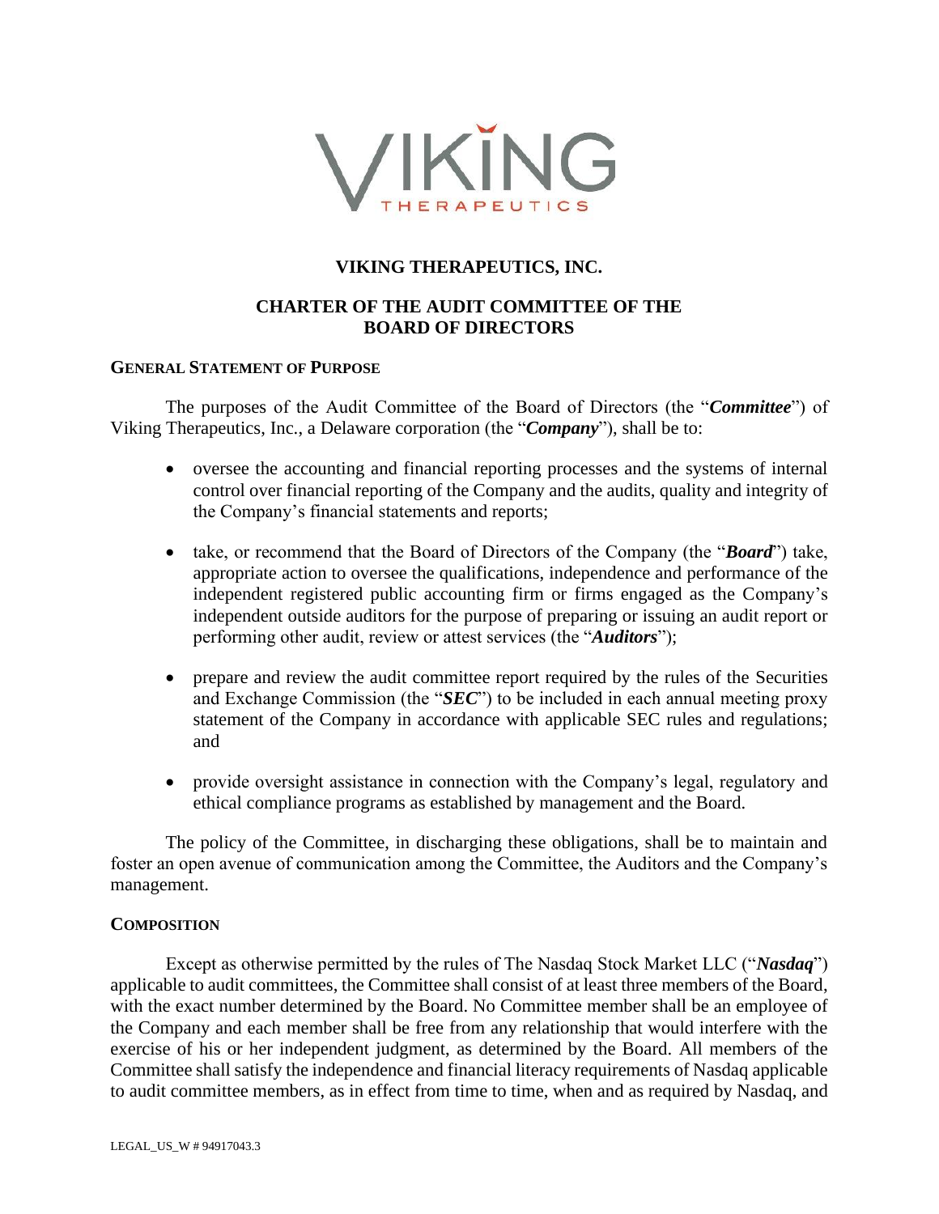# VIKING THERAPEUTICS, INC.

## CHARTER OF THE AUDIT COMMITTEE OF THE BOARD OF DIRECTORS

### GENERAL STATEMENT OF PURPOSE

The purposes of the Audit Committee of the Board of Directors (the "***Committee***") of Viking Therapeutics, Inc., a Delaware corporation (the "***Company***"), shall be to:

- oversee the accounting and financial reporting processes and the systems of internal control over financial reporting of the Company and the audits, quality and integrity of the Company's financial statements and reports;
- take, or recommend that the Board of Directors of the Company (the "***Board***") take, appropriate action to oversee the qualifications, independence and performance of the independent registered public accounting firm or firms engaged as the Company's independent outside auditors for the purpose of preparing or issuing an audit report or performing other audit, review or attest services (the "***Auditors***");
- prepare and review the audit committee report required by the rules of the Securities and Exchange Commission (the "***SEC***") to be included in each annual meeting proxy statement of the Company in accordance with applicable SEC rules and regulations; and
- provide oversight assistance in connection with the Company's legal, regulatory and ethical compliance programs as established by management and the Board.

The policy of the Committee, in discharging these obligations, shall be to maintain and foster an open avenue of communication among the Committee, the Auditors and the Company's management.

### COMPOSITION

Except as otherwise permitted by the rules of The Nasdaq Stock Market LLC ("***Nasdaq***") applicable to audit committees, the Committee shall consist of at least three members of the Board, with the exact number determined by the Board. No Committee member shall be an employee of the Company and each member shall be free from any relationship that would interfere with the exercise of his or her independent judgment, as determined by the Board. All members of the Committee shall satisfy the independence and financial literacy requirements of Nasdaq applicable to audit committee members, as in effect from time to time, when and as required by Nasdaq, and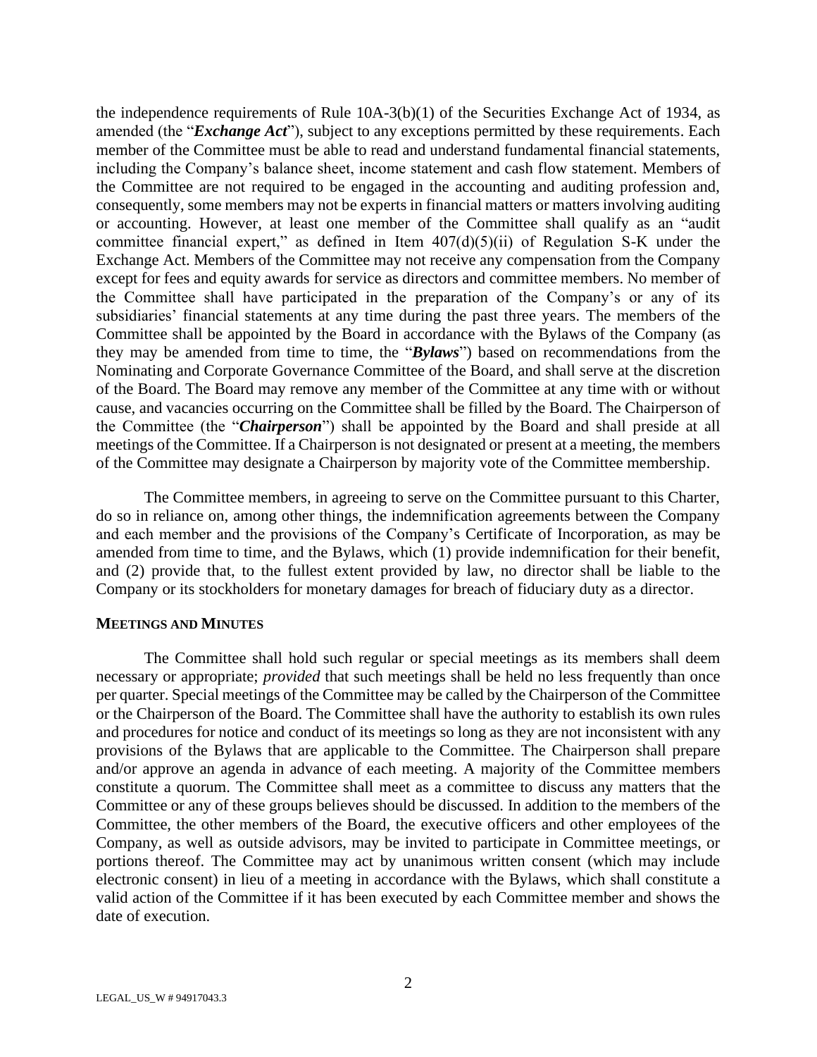the independence requirements of Rule 10A-3(b)(1) of the Securities Exchange Act of 1934, as amended (the "***Exchange Act***"), subject to any exceptions permitted by these requirements. Each member of the Committee must be able to read and understand fundamental financial statements, including the Company's balance sheet, income statement and cash flow statement. Members of the Committee are not required to be engaged in the accounting and auditing profession and, consequently, some members may not be experts in financial matters or matters involving auditing or accounting. However, at least one member of the Committee shall qualify as an "audit committee financial expert," as defined in Item 407(d)(5)(ii) of Regulation S-K under the Exchange Act. Members of the Committee may not receive any compensation from the Company except for fees and equity awards for service as directors and committee members. No member of the Committee shall have participated in the preparation of the Company's or any of its subsidiaries' financial statements at any time during the past three years. The members of the Committee shall be appointed by the Board in accordance with the Bylaws of the Company (as they may be amended from time to time, the "***Bylaws***") based on recommendations from the Nominating and Corporate Governance Committee of the Board, and shall serve at the discretion of the Board. The Board may remove any member of the Committee at any time with or without cause, and vacancies occurring on the Committee shall be filled by the Board. The Chairperson of the Committee (the "***Chairperson***") shall be appointed by the Board and shall preside at all meetings of the Committee. If a Chairperson is not designated or present at a meeting, the members of the Committee may designate a Chairperson by majority vote of the Committee membership.

The Committee members, in agreeing to serve on the Committee pursuant to this Charter, do so in reliance on, among other things, the indemnification agreements between the Company and each member and the provisions of the Company's Certificate of Incorporation, as may be amended from time to time, and the Bylaws, which (1) provide indemnification for their benefit, and (2) provide that, to the fullest extent provided by law, no director shall be liable to the Company or its stockholders for monetary damages for breach of fiduciary duty as a director.

**MEETINGS AND MINUTES**

The Committee shall hold such regular or special meetings as its members shall deem necessary or appropriate; *provided* that such meetings shall be held no less frequently than once per quarter. Special meetings of the Committee may be called by the Chairperson of the Committee or the Chairperson of the Board. The Committee shall have the authority to establish its own rules and procedures for notice and conduct of its meetings so long as they are not inconsistent with any provisions of the Bylaws that are applicable to the Committee. The Chairperson shall prepare and/or approve an agenda in advance of each meeting. A majority of the Committee members constitute a quorum. The Committee shall meet as a committee to discuss any matters that the Committee or any of these groups believes should be discussed. In addition to the members of the Committee, the other members of the Board, the executive officers and other employees of the Company, as well as outside advisors, may be invited to participate in Committee meetings, or portions thereof. The Committee may act by unanimous written consent (which may include electronic consent) in lieu of a meeting in accordance with the Bylaws, which shall constitute a valid action of the Committee if it has been executed by each Committee member and shows the date of execution.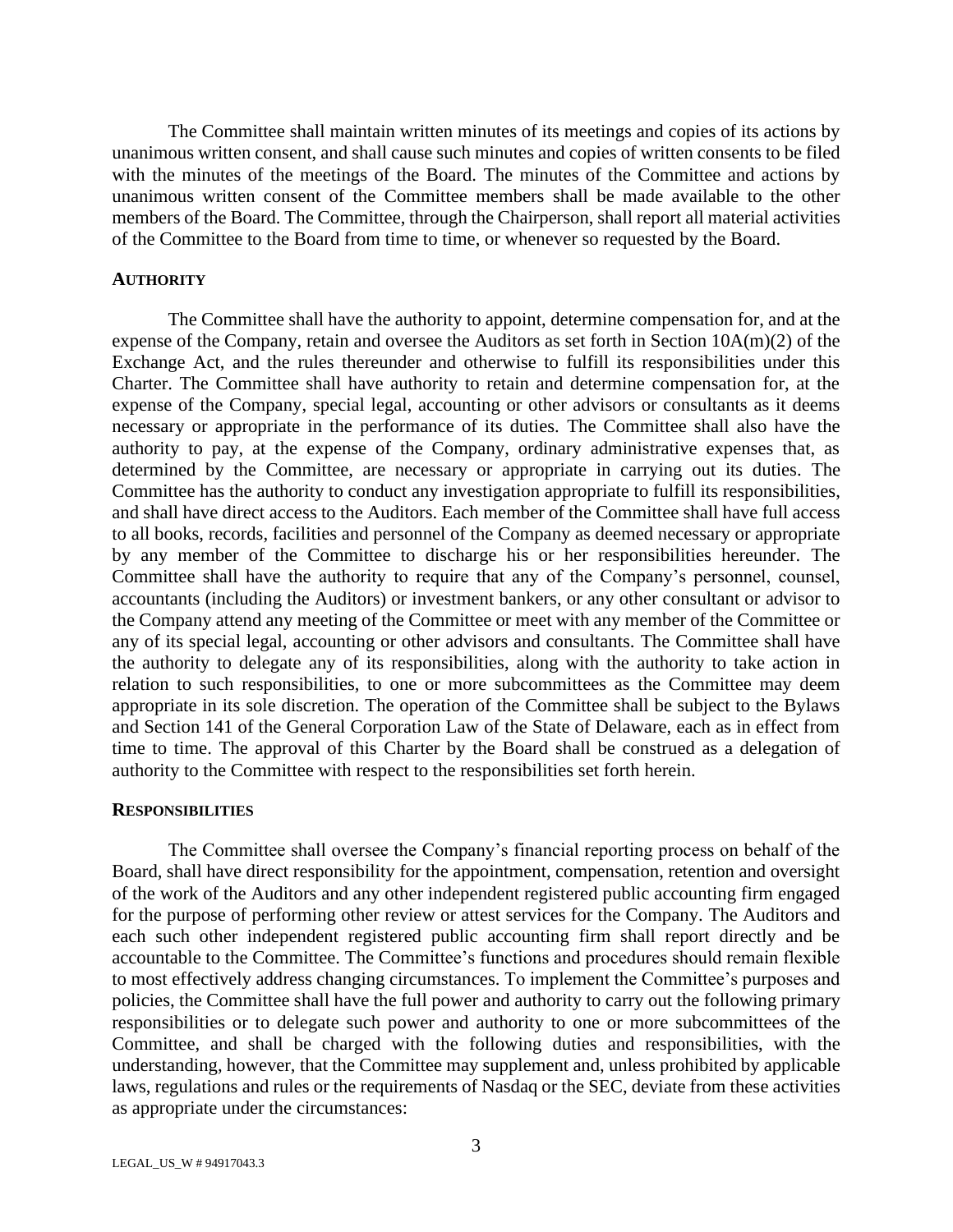The Committee shall maintain written minutes of its meetings and copies of its actions by unanimous written consent, and shall cause such minutes and copies of written consents to be filed with the minutes of the meetings of the Board. The minutes of the Committee and actions by unanimous written consent of the Committee members shall be made available to the other members of the Board. The Committee, through the Chairperson, shall report all material activities of the Committee to the Board from time to time, or whenever so requested by the Board.

**AUTHORITY**

The Committee shall have the authority to appoint, determine compensation for, and at the expense of the Company, retain and oversee the Auditors as set forth in Section 10A(m)(2) of the Exchange Act, and the rules thereunder and otherwise to fulfill its responsibilities under this Charter. The Committee shall have authority to retain and determine compensation for, at the expense of the Company, special legal, accounting or other advisors or consultants as it deems necessary or appropriate in the performance of its duties. The Committee shall also have the authority to pay, at the expense of the Company, ordinary administrative expenses that, as determined by the Committee, are necessary or appropriate in carrying out its duties. The Committee has the authority to conduct any investigation appropriate to fulfill its responsibilities, and shall have direct access to the Auditors. Each member of the Committee shall have full access to all books, records, facilities and personnel of the Company as deemed necessary or appropriate by any member of the Committee to discharge his or her responsibilities hereunder. The Committee shall have the authority to require that any of the Company's personnel, counsel, accountants (including the Auditors) or investment bankers, or any other consultant or advisor to the Company attend any meeting of the Committee or meet with any member of the Committee or any of its special legal, accounting or other advisors and consultants. The Committee shall have the authority to delegate any of its responsibilities, along with the authority to take action in relation to such responsibilities, to one or more subcommittees as the Committee may deem appropriate in its sole discretion. The operation of the Committee shall be subject to the Bylaws and Section 141 of the General Corporation Law of the State of Delaware, each as in effect from time to time. The approval of this Charter by the Board shall be construed as a delegation of authority to the Committee with respect to the responsibilities set forth herein.

**RESPONSIBILITIES**

The Committee shall oversee the Company's financial reporting process on behalf of the Board, shall have direct responsibility for the appointment, compensation, retention and oversight of the work of the Auditors and any other independent registered public accounting firm engaged for the purpose of performing other review or attest services for the Company. The Auditors and each such other independent registered public accounting firm shall report directly and be accountable to the Committee. The Committee's functions and procedures should remain flexible to most effectively address changing circumstances. To implement the Committee's purposes and policies, the Committee shall have the full power and authority to carry out the following primary responsibilities or to delegate such power and authority to one or more subcommittees of the Committee, and shall be charged with the following duties and responsibilities, with the understanding, however, that the Committee may supplement and, unless prohibited by applicable laws, regulations and rules or the requirements of Nasdaq or the SEC, deviate from these activities as appropriate under the circumstances: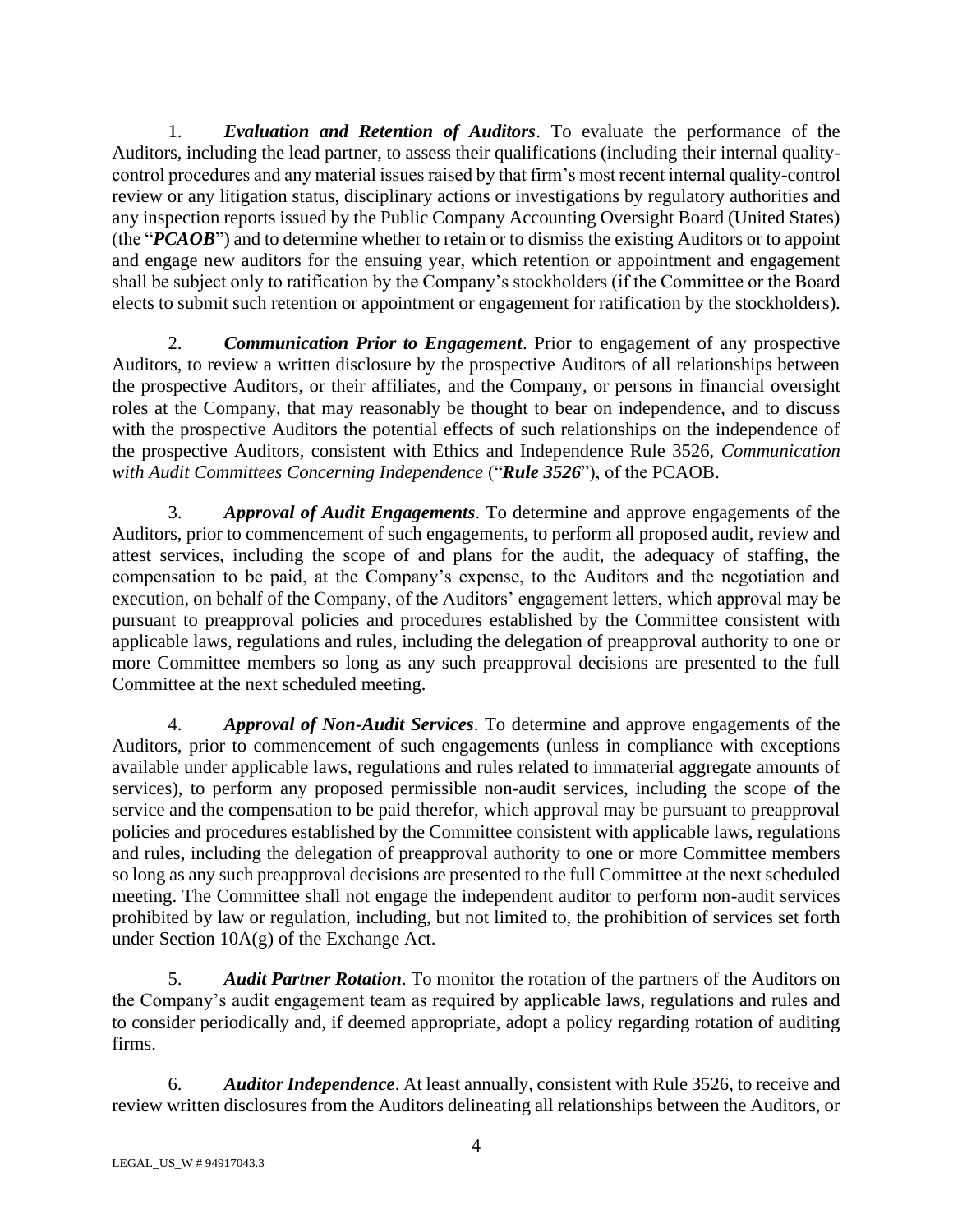1. ***Evaluation and Retention of Auditors***. To evaluate the performance of the Auditors, including the lead partner, to assess their qualifications (including their internal quality-control procedures and any material issues raised by that firm's most recent internal quality-control review or any litigation status, disciplinary actions or investigations by regulatory authorities and any inspection reports issued by the Public Company Accounting Oversight Board (United States) (the "***PCAOB***") and to determine whether to retain or to dismiss the existing Auditors or to appoint and engage new auditors for the ensuing year, which retention or appointment and engagement shall be subject only to ratification by the Company's stockholders (if the Committee or the Board elects to submit such retention or appointment or engagement for ratification by the stockholders).

2. ***Communication Prior to Engagement***. Prior to engagement of any prospective Auditors, to review a written disclosure by the prospective Auditors of all relationships between the prospective Auditors, or their affiliates, and the Company, or persons in financial oversight roles at the Company, that may reasonably be thought to bear on independence, and to discuss with the prospective Auditors the potential effects of such relationships on the independence of the prospective Auditors, consistent with Ethics and Independence Rule 3526, *Communication with Audit Committees Concerning Independence* ("***Rule 3526***"), of the PCAOB.

3. ***Approval of Audit Engagements***. To determine and approve engagements of the Auditors, prior to commencement of such engagements, to perform all proposed audit, review and attest services, including the scope of and plans for the audit, the adequacy of staffing, the compensation to be paid, at the Company's expense, to the Auditors and the negotiation and execution, on behalf of the Company, of the Auditors' engagement letters, which approval may be pursuant to preapproval policies and procedures established by the Committee consistent with applicable laws, regulations and rules, including the delegation of preapproval authority to one or more Committee members so long as any such preapproval decisions are presented to the full Committee at the next scheduled meeting.

4. ***Approval of Non-Audit Services***. To determine and approve engagements of the Auditors, prior to commencement of such engagements (unless in compliance with exceptions available under applicable laws, regulations and rules related to immaterial aggregate amounts of services), to perform any proposed permissible non-audit services, including the scope of the service and the compensation to be paid therefor, which approval may be pursuant to preapproval policies and procedures established by the Committee consistent with applicable laws, regulations and rules, including the delegation of preapproval authority to one or more Committee members so long as any such preapproval decisions are presented to the full Committee at the next scheduled meeting. The Committee shall not engage the independent auditor to perform non-audit services prohibited by law or regulation, including, but not limited to, the prohibition of services set forth under Section 10A(g) of the Exchange Act.

5. ***Audit Partner Rotation***. To monitor the rotation of the partners of the Auditors on the Company's audit engagement team as required by applicable laws, regulations and rules and to consider periodically and, if deemed appropriate, adopt a policy regarding rotation of auditing firms.

6. ***Auditor Independence***. At least annually, consistent with Rule 3526, to receive and review written disclosures from the Auditors delineating all relationships between the Auditors, or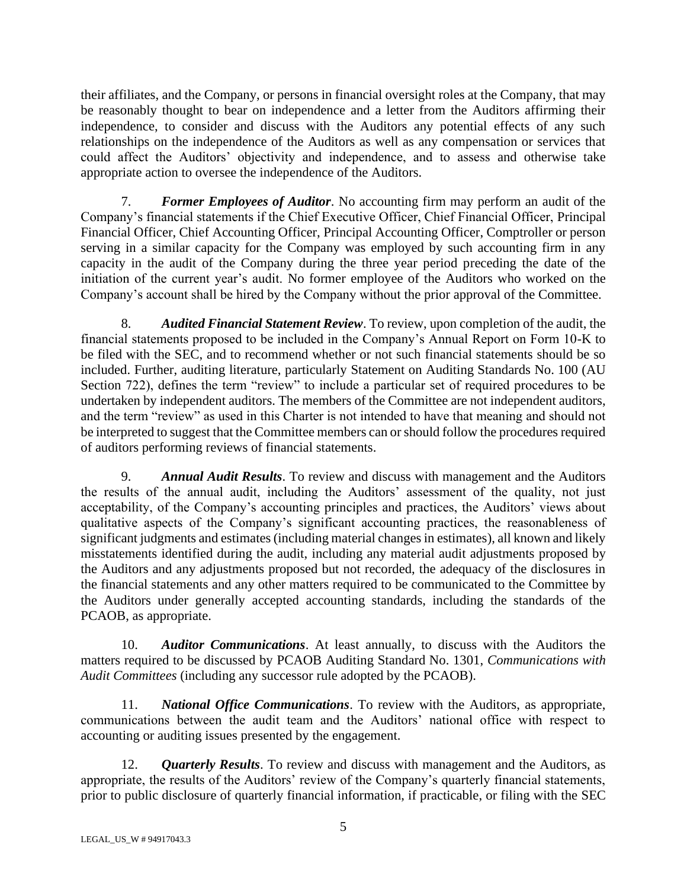their affiliates, and the Company, or persons in financial oversight roles at the Company, that may be reasonably thought to bear on independence and a letter from the Auditors affirming their independence, to consider and discuss with the Auditors any potential effects of any such relationships on the independence of the Auditors as well as any compensation or services that could affect the Auditors' objectivity and independence, and to assess and otherwise take appropriate action to oversee the independence of the Auditors.

7. ***Former Employees of Auditor***. No accounting firm may perform an audit of the Company's financial statements if the Chief Executive Officer, Chief Financial Officer, Principal Financial Officer, Chief Accounting Officer, Principal Accounting Officer, Comptroller or person serving in a similar capacity for the Company was employed by such accounting firm in any capacity in the audit of the Company during the three year period preceding the date of the initiation of the current year's audit. No former employee of the Auditors who worked on the Company's account shall be hired by the Company without the prior approval of the Committee.

8. ***Audited Financial Statement Review***. To review, upon completion of the audit, the financial statements proposed to be included in the Company's Annual Report on Form 10-K to be filed with the SEC, and to recommend whether or not such financial statements should be so included. Further, auditing literature, particularly Statement on Auditing Standards No. 100 (AU Section 722), defines the term "review" to include a particular set of required procedures to be undertaken by independent auditors. The members of the Committee are not independent auditors, and the term "review" as used in this Charter is not intended to have that meaning and should not be interpreted to suggest that the Committee members can or should follow the procedures required of auditors performing reviews of financial statements.

9. ***Annual Audit Results***. To review and discuss with management and the Auditors the results of the annual audit, including the Auditors' assessment of the quality, not just acceptability, of the Company's accounting principles and practices, the Auditors' views about qualitative aspects of the Company's significant accounting practices, the reasonableness of significant judgments and estimates (including material changes in estimates), all known and likely misstatements identified during the audit, including any material audit adjustments proposed by the Auditors and any adjustments proposed but not recorded, the adequacy of the disclosures in the financial statements and any other matters required to be communicated to the Committee by the Auditors under generally accepted accounting standards, including the standards of the PCAOB, as appropriate.

10. ***Auditor Communications***. At least annually, to discuss with the Auditors the matters required to be discussed by PCAOB Auditing Standard No. 1301, *Communications with Audit Committees* (including any successor rule adopted by the PCAOB).

11. ***National Office Communications***. To review with the Auditors, as appropriate, communications between the audit team and the Auditors' national office with respect to accounting or auditing issues presented by the engagement.

12. ***Quarterly Results***. To review and discuss with management and the Auditors, as appropriate, the results of the Auditors' review of the Company's quarterly financial statements, prior to public disclosure of quarterly financial information, if practicable, or filing with the SEC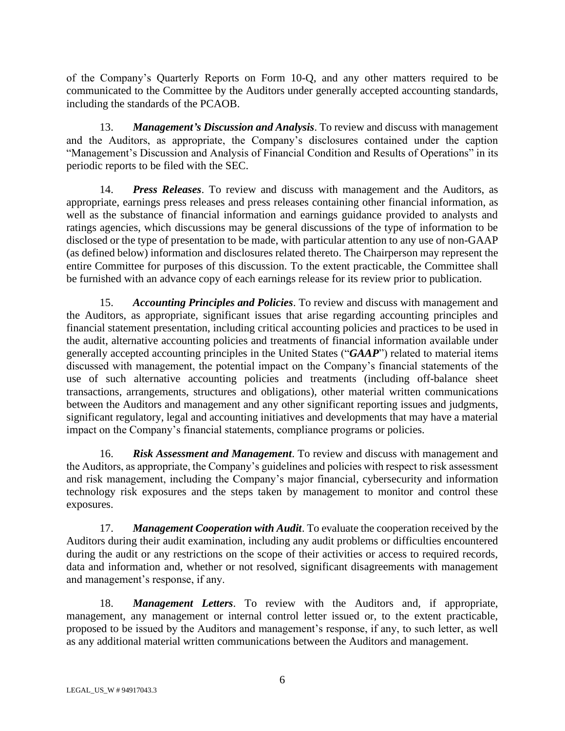of the Company's Quarterly Reports on Form 10-Q, and any other matters required to be communicated to the Committee by the Auditors under generally accepted accounting standards, including the standards of the PCAOB.

13. ***Management's Discussion and Analysis***. To review and discuss with management and the Auditors, as appropriate, the Company's disclosures contained under the caption "Management's Discussion and Analysis of Financial Condition and Results of Operations" in its periodic reports to be filed with the SEC.

14. ***Press Releases***. To review and discuss with management and the Auditors, as appropriate, earnings press releases and press releases containing other financial information, as well as the substance of financial information and earnings guidance provided to analysts and ratings agencies, which discussions may be general discussions of the type of information to be disclosed or the type of presentation to be made, with particular attention to any use of non-GAAP (as defined below) information and disclosures related thereto. The Chairperson may represent the entire Committee for purposes of this discussion. To the extent practicable, the Committee shall be furnished with an advance copy of each earnings release for its review prior to publication.

15. ***Accounting Principles and Policies***. To review and discuss with management and the Auditors, as appropriate, significant issues that arise regarding accounting principles and financial statement presentation, including critical accounting policies and practices to be used in the audit, alternative accounting policies and treatments of financial information available under generally accepted accounting principles in the United States ("***GAAP***") related to material items discussed with management, the potential impact on the Company's financial statements of the use of such alternative accounting policies and treatments (including off-balance sheet transactions, arrangements, structures and obligations), other material written communications between the Auditors and management and any other significant reporting issues and judgments, significant regulatory, legal and accounting initiatives and developments that may have a material impact on the Company's financial statements, compliance programs or policies.

16. ***Risk Assessment and Management***. To review and discuss with management and the Auditors, as appropriate, the Company's guidelines and policies with respect to risk assessment and risk management, including the Company's major financial, cybersecurity and information technology risk exposures and the steps taken by management to monitor and control these exposures.

17. ***Management Cooperation with Audit***. To evaluate the cooperation received by the Auditors during their audit examination, including any audit problems or difficulties encountered during the audit or any restrictions on the scope of their activities or access to required records, data and information and, whether or not resolved, significant disagreements with management and management's response, if any.

18. ***Management Letters***. To review with the Auditors and, if appropriate, management, any management or internal control letter issued or, to the extent practicable, proposed to be issued by the Auditors and management's response, if any, to such letter, as well as any additional material written communications between the Auditors and management.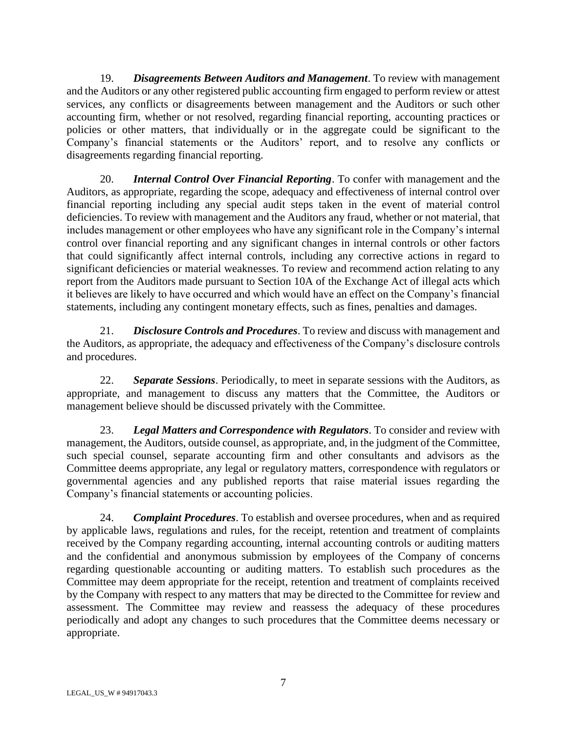19. ***Disagreements Between Auditors and Management***. To review with management and the Auditors or any other registered public accounting firm engaged to perform review or attest services, any conflicts or disagreements between management and the Auditors or such other accounting firm, whether or not resolved, regarding financial reporting, accounting practices or policies or other matters, that individually or in the aggregate could be significant to the Company's financial statements or the Auditors' report, and to resolve any conflicts or disagreements regarding financial reporting.

20. ***Internal Control Over Financial Reporting***. To confer with management and the Auditors, as appropriate, regarding the scope, adequacy and effectiveness of internal control over financial reporting including any special audit steps taken in the event of material control deficiencies. To review with management and the Auditors any fraud, whether or not material, that includes management or other employees who have any significant role in the Company's internal control over financial reporting and any significant changes in internal controls or other factors that could significantly affect internal controls, including any corrective actions in regard to significant deficiencies or material weaknesses. To review and recommend action relating to any report from the Auditors made pursuant to Section 10A of the Exchange Act of illegal acts which it believes are likely to have occurred and which would have an effect on the Company's financial statements, including any contingent monetary effects, such as fines, penalties and damages.

21. ***Disclosure Controls and Procedures***. To review and discuss with management and the Auditors, as appropriate, the adequacy and effectiveness of the Company's disclosure controls and procedures.

22. ***Separate Sessions***. Periodically, to meet in separate sessions with the Auditors, as appropriate, and management to discuss any matters that the Committee, the Auditors or management believe should be discussed privately with the Committee.

23. ***Legal Matters and Correspondence with Regulators***. To consider and review with management, the Auditors, outside counsel, as appropriate, and, in the judgment of the Committee, such special counsel, separate accounting firm and other consultants and advisors as the Committee deems appropriate, any legal or regulatory matters, correspondence with regulators or governmental agencies and any published reports that raise material issues regarding the Company's financial statements or accounting policies.

24. ***Complaint Procedures***. To establish and oversee procedures, when and as required by applicable laws, regulations and rules, for the receipt, retention and treatment of complaints received by the Company regarding accounting, internal accounting controls or auditing matters and the confidential and anonymous submission by employees of the Company of concerns regarding questionable accounting or auditing matters. To establish such procedures as the Committee may deem appropriate for the receipt, retention and treatment of complaints received by the Company with respect to any matters that may be directed to the Committee for review and assessment. The Committee may review and reassess the adequacy of these procedures periodically and adopt any changes to such procedures that the Committee deems necessary or appropriate.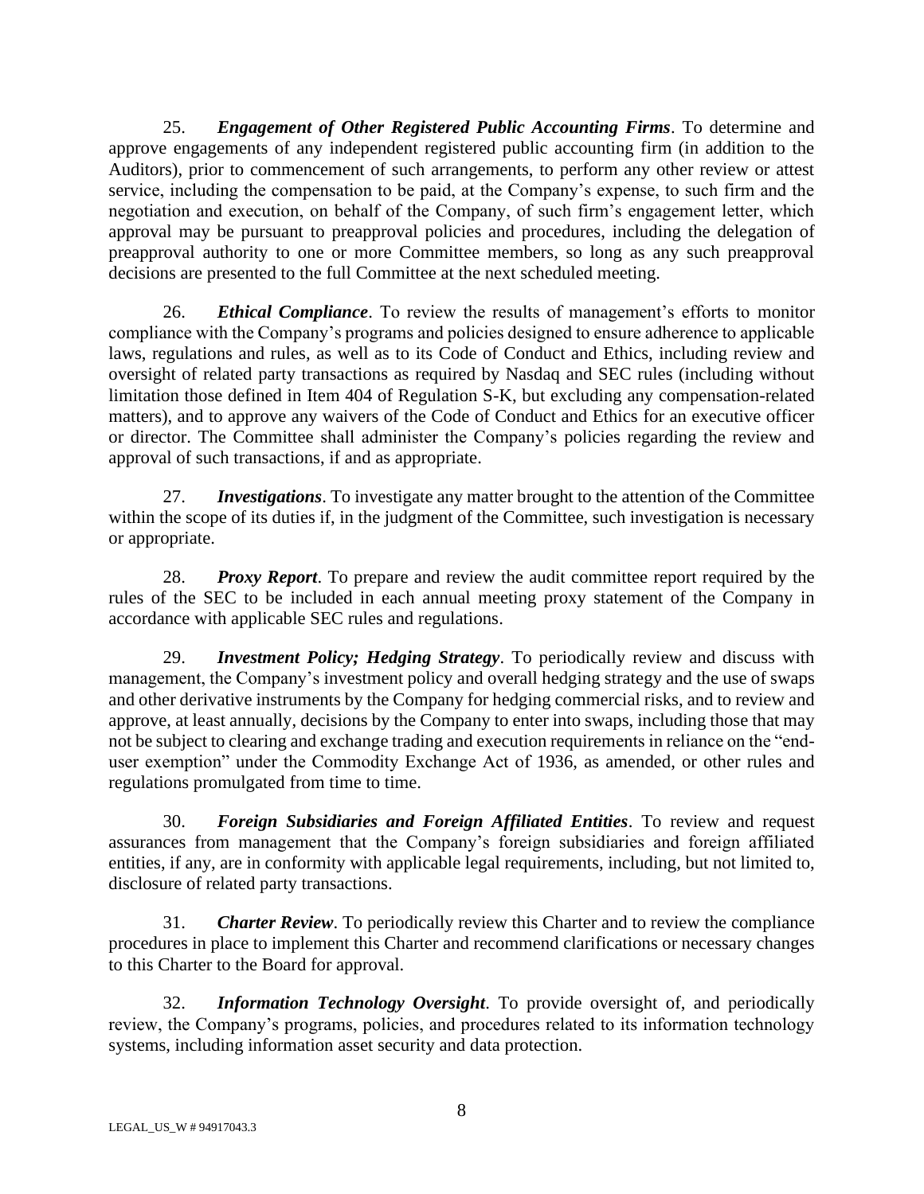25. ***Engagement of Other Registered Public Accounting Firms***. To determine and approve engagements of any independent registered public accounting firm (in addition to the Auditors), prior to commencement of such arrangements, to perform any other review or attest service, including the compensation to be paid, at the Company's expense, to such firm and the negotiation and execution, on behalf of the Company, of such firm's engagement letter, which approval may be pursuant to preapproval policies and procedures, including the delegation of preapproval authority to one or more Committee members, so long as any such preapproval decisions are presented to the full Committee at the next scheduled meeting.

26. ***Ethical Compliance***. To review the results of management's efforts to monitor compliance with the Company's programs and policies designed to ensure adherence to applicable laws, regulations and rules, as well as to its Code of Conduct and Ethics, including review and oversight of related party transactions as required by Nasdaq and SEC rules (including without limitation those defined in Item 404 of Regulation S-K, but excluding any compensation-related matters), and to approve any waivers of the Code of Conduct and Ethics for an executive officer or director. The Committee shall administer the Company's policies regarding the review and approval of such transactions, if and as appropriate.

27. ***Investigations***. To investigate any matter brought to the attention of the Committee within the scope of its duties if, in the judgment of the Committee, such investigation is necessary or appropriate.

28. ***Proxy Report***. To prepare and review the audit committee report required by the rules of the SEC to be included in each annual meeting proxy statement of the Company in accordance with applicable SEC rules and regulations.

29. ***Investment Policy; Hedging Strategy***. To periodically review and discuss with management, the Company's investment policy and overall hedging strategy and the use of swaps and other derivative instruments by the Company for hedging commercial risks, and to review and approve, at least annually, decisions by the Company to enter into swaps, including those that may not be subject to clearing and exchange trading and execution requirements in reliance on the "end-user exemption" under the Commodity Exchange Act of 1936, as amended, or other rules and regulations promulgated from time to time.

30. ***Foreign Subsidiaries and Foreign Affiliated Entities***. To review and request assurances from management that the Company's foreign subsidiaries and foreign affiliated entities, if any, are in conformity with applicable legal requirements, including, but not limited to, disclosure of related party transactions.

31. ***Charter Review***. To periodically review this Charter and to review the compliance procedures in place to implement this Charter and recommend clarifications or necessary changes to this Charter to the Board for approval.

32. ***Information Technology Oversight***. To provide oversight of, and periodically review, the Company's programs, policies, and procedures related to its information technology systems, including information asset security and data protection.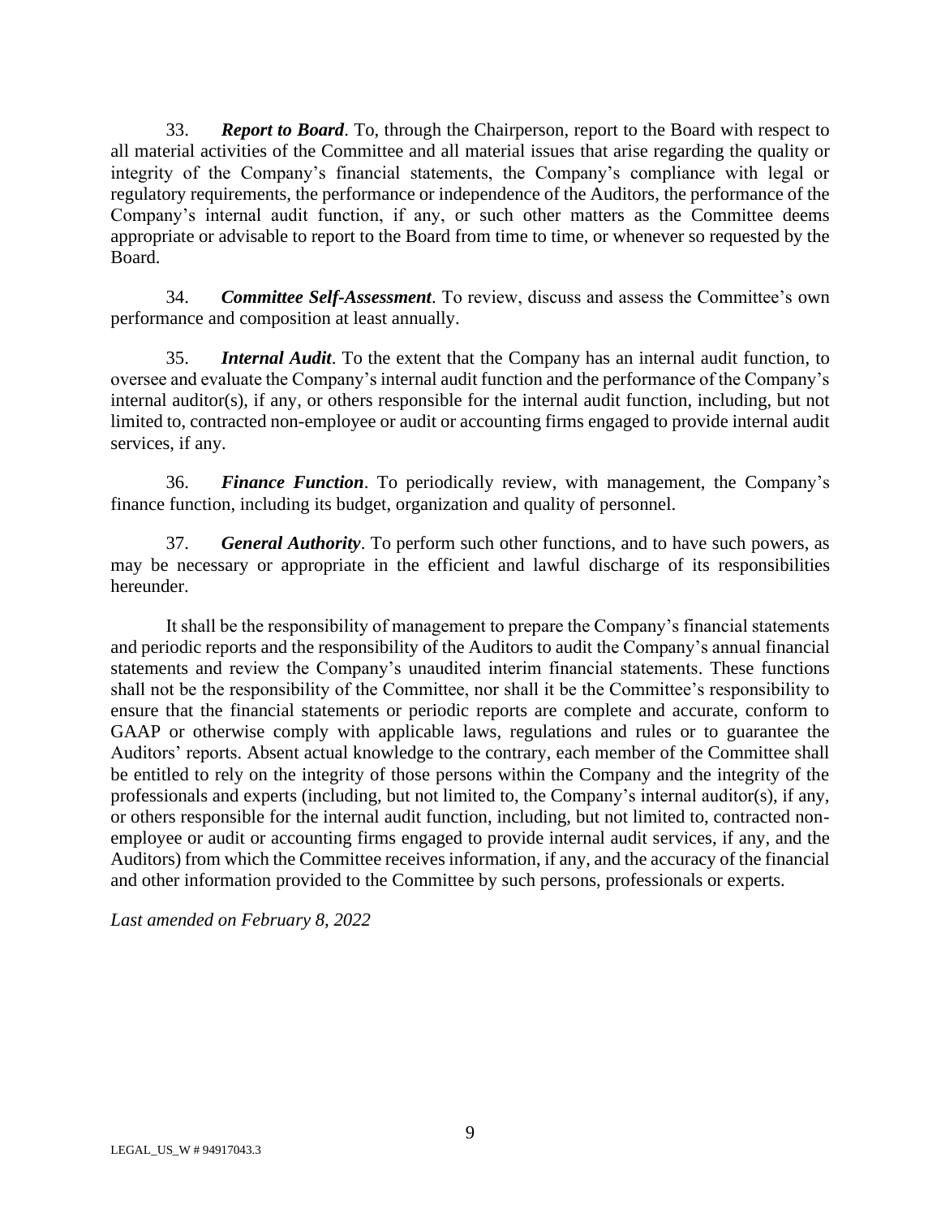33. ***Report to Board***. To, through the Chairperson, report to the Board with respect to all material activities of the Committee and all material issues that arise regarding the quality or integrity of the Company's financial statements, the Company's compliance with legal or regulatory requirements, the performance or independence of the Auditors, the performance of the Company's internal audit function, if any, or such other matters as the Committee deems appropriate or advisable to report to the Board from time to time, or whenever so requested by the Board.

34. ***Committee Self-Assessment***. To review, discuss and assess the Committee's own performance and composition at least annually.

35. ***Internal Audit***. To the extent that the Company has an internal audit function, to oversee and evaluate the Company's internal audit function and the performance of the Company's internal auditor(s), if any, or others responsible for the internal audit function, including, but not limited to, contracted non-employee or audit or accounting firms engaged to provide internal audit services, if any.

36. ***Finance Function***. To periodically review, with management, the Company's finance function, including its budget, organization and quality of personnel.

37. ***General Authority***. To perform such other functions, and to have such powers, as may be necessary or appropriate in the efficient and lawful discharge of its responsibilities hereunder.

It shall be the responsibility of management to prepare the Company's financial statements and periodic reports and the responsibility of the Auditors to audit the Company's annual financial statements and review the Company's unaudited interim financial statements. These functions shall not be the responsibility of the Committee, nor shall it be the Committee's responsibility to ensure that the financial statements or periodic reports are complete and accurate, conform to GAAP or otherwise comply with applicable laws, regulations and rules or to guarantee the Auditors' reports. Absent actual knowledge to the contrary, each member of the Committee shall be entitled to rely on the integrity of those persons within the Company and the integrity of the professionals and experts (including, but not limited to, the Company's internal auditor(s), if any, or others responsible for the internal audit function, including, but not limited to, contracted non-employee or audit or accounting firms engaged to provide internal audit services, if any, and the Auditors) from which the Committee receives information, if any, and the accuracy of the financial and other information provided to the Committee by such persons, professionals or experts.

*Last amended on February 8, 2022*

LEGAL_US_W # 94917043.3